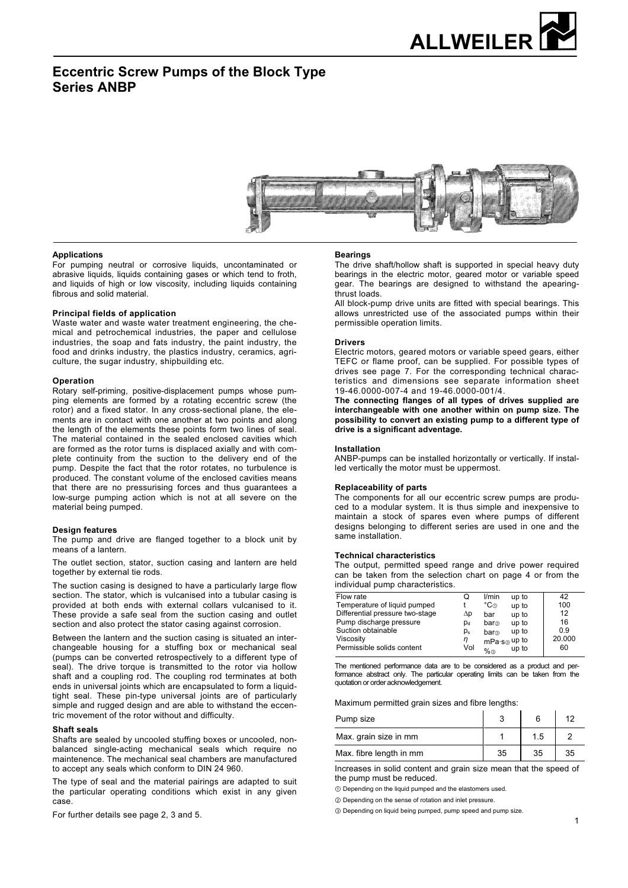# Eccentric Screw Pumps of the Block Type Series ANBP

## Applications

For pumping neutral or corrosive liquids, uncontaminated or abrasive liquids, liquids containing gases or which tend to froth, and liquids of high or low viscosity, including liquids containing fibrous and solid material.

## Principal fields of application

Waste water and waste water treatment engineering, the chemical and petrochemical industries, the paper and cellulose industries, the soap and fats industry, the paint industry, the food and drinks industry, the plastics industry, ceramics, agriculture, the sugar industry, shipbuilding etc.

## Operation

Rotary self-priming, positive-displacement pumps whose pumping elements are formed by a rotating eccentric screw (the rotor) and a fixed stator. In any cross-sectional plane, the elements are in contact with one another at two points and along the length of the elements these points form two lines of seal. The material contained in the sealed enclosed cavities which are formed as the rotor turns is displaced axially and with complete continuity from the suction to the delivery end of the pump. Despite the fact that the rotor rotates, no turbulence is produced. The constant volume of the enclosed cavities means that there are no pressurising forces and thus guarantees a low-surge pumping action which is not at all severe on the material being pumped.

## Design features

The pump and drive are flanged together to a block unit by means of a lantern.

The outlet section, stator, suction casing and lantern are held together by external tie rods.

The suction casing is designed to have a particularly large flow section. The stator, which is vulcanised into a tubular casing is provided at both ends with external collars vulcanised to it. These provide a safe seal from the suction casing and outlet section and also protect the stator casing against corrosion.

Between the lantern and the suction casing is situated an interchangeable housing for a stuffing box or mechanical seal (pumps can be converted retrospectively to a different type of seal). The drive torque is transmitted to the rotor via hollow shaft and a coupling rod. The coupling rod terminates at both ends in universal joints which are encapsulated to form a liquid-tight seal. These pin-type universal joints are of particularly simple and rugged design and are able to withstand the eccentric movement of the rotor without and difficulty.

## Shaft seals

Shafts are sealed by uncooled stuffing boxes or uncooled, non-balanced single-acting mechanical seals which require no maintenence. The mechanical seal chambers are manufactured to accept any seals which conform to DIN 24 960.

The type of seal and the material pairings are adapted to suit the particular operating conditions which exist in any given case.

For further details see page 2, 3 and 5.

## Bearings

The drive shaft/hollow shaft is supported in special heavy duty bearings in the electric motor, geared motor or variable speed gear. The bearings are designed to withstand the apearing-thrust loads.

All block-pump drive units are fitted with special bearings. This allows unrestricted use of the associated pumps within their permissible operation limits.

## Drivers

Electric motors, geared motors or variable speed gears, either TEFC or flame proof, can be supplied. For possible types of drives see page 7. For the corresponding technical characteristics and dimensions see separate information sheet 19-46.0000-007-4 and 19-46.0000-001/4.

**The connecting flanges of all types of drives supplied are interchangeable with one another within on pump size. The possibility to convert an existing pump to a different type of drive is a significant advantage.**

## Installation

ANBP-pumps can be installed horizontally or vertically. If installed vertically the motor must be uppermost.

## Replaceability of parts

The components for all our eccentric screw pumps are produced to a modular system. It is thus simple and inexpensive to maintain a stock of spares even where pumps of different designs belonging to different series are used in one and the same installation.

## Technical characteristics

The output, permitted speed range and drive power required can be taken from the selection chart on page 4 or from the individual pump characteristics.

| | | | | |
|---|---|---|---|---|
| Flow rate | Q | l/min | up to | 42 |
| Temperature of liquid pumped | t | °C ① | up to | 100 |
| Differential pressure two-stage | $\Delta p$ | bar | up to | 12 |
| Pump discharge pressure | $p_d$ | bar ② | up to | 16 |
| Suction obtainable | $p_s$ | bar ③ | up to | 0.9 |
| Viscosity | $\eta$ | mPa·s ③ | up to | 20.000 |
| Permissible solids content | Vol | % ③ | up to | 60 |

The mentioned performance data are to be considered as a product and performance abstract only. The particular operating limits can be taken from the quotation or order acknowledgement.

Maximum permitted grain sizes and fibre lengths:

| Pump size | 3 | 6 | 12 |
|---|---|---|---|
| Max. grain size in mm | 1 | 1.5 | 2 |
| Max. fibre length in mm | 35 | 35 | 35 |

Increases in solid content and grain size mean that the speed of the pump must be reduced.

① Depending on the liquid pumped and the elastomers used.

② Depending on the sense of rotation and inlet pressure.

③ Depending on liquid being pumped, pump speed and pump size.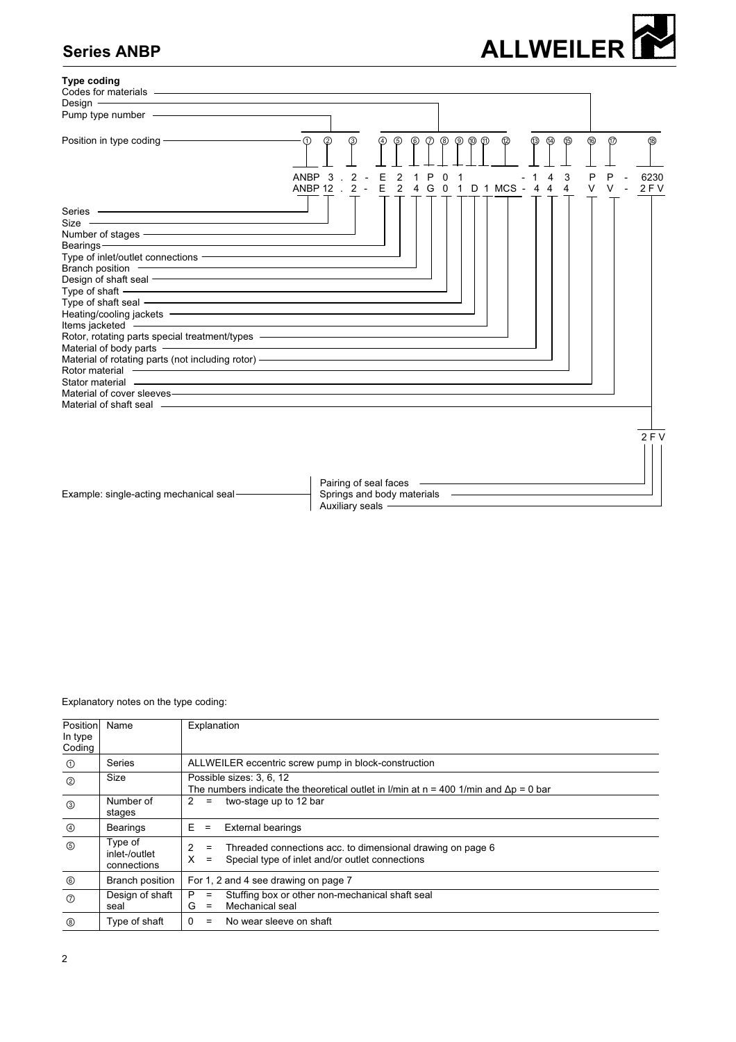### Type coding

Codes for materials
Design
Pump type number

Position in type coding: ① ② ③ ④ ⑤ ⑥ ⑦ ⑧ ⑨ ⑩ ⑪ ⑫ ⑬ ⑭ ⑮ ⑯ ⑰ ⑱

```
ANBP  3 . 2 - E 2 1 P 0 1          - 1 4 3   P P - 6230
ANBP 12 . 2 - E 2 4 G 0 1 D 1 MCS - 4 4 4   V V - 2 F V
```

- Series ①
- Size ②
- Number of stages ③
- Bearings ④
- Type of inlet/outlet connections ⑤
- Branch position ⑥
- Design of shaft seal ⑦
- Type of shaft ⑧
- Type of shaft seal ⑨
- Heating/cooling jackets ⑩
- Items jacketed ⑪
- Rotor, rotating parts special treatment/types ⑫
- Material of body parts ⑬
- Material of rotating parts (not including rotor) ⑭
- Rotor material ⑮
- Stator material ⑯
- Material of cover sleeves ⑰
- Material of shaft seal ⑱

Example: single-acting mechanical seal: 2 F V

- Pairing of seal faces
- Springs and body materials
- Auxiliary seals

Explanatory notes on the type coding:

| Position In type Coding | Name | Explanation |
|---|---|---|
| ① | Series | ALLWEILER eccentric screw pump in block-construction |
| ② | Size | Possible sizes: 3, 6, 12<br>The numbers indicate the theoretical outlet in l/min at n = 400 1/min and $\Delta p = 0$ bar |
| ③ | Number of stages | 2 = two-stage up to 12 bar |
| ④ | Bearings | E = External bearings |
| ⑤ | Type of inlet-/outlet connections | 2 = Threaded connections acc. to dimensional drawing on page 6<br>X = Special type of inlet and/or outlet connections |
| ⑥ | Branch position | For 1, 2 and 4 see drawing on page 7 |
| ⑦ | Design of shaft seal | P = Stuffing box or other non-mechanical shaft seal<br>G = Mechanical seal |
| ⑧ | Type of shaft | 0 = No wear sleeve on shaft |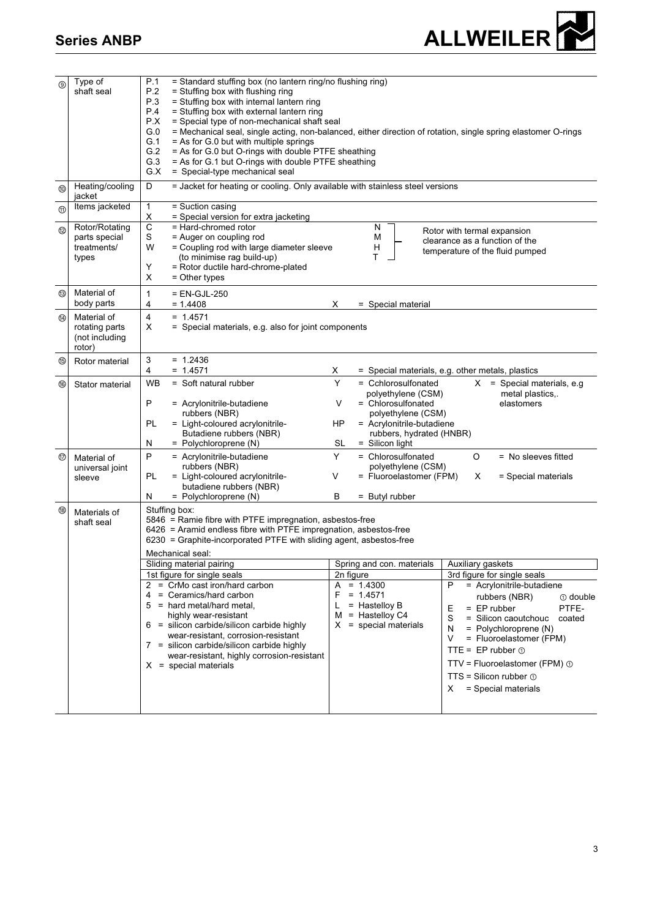| No. | Item | Code / Description |
|---|---|---|
| ⑨ | Type of shaft seal | P.1 = Standard stuffing box (no lantern ring/no flushing ring)<br>P.2 = Stuffing box with flushing ring<br>P.3 = Stuffing box with internal lantern ring<br>P.4 = Stuffing box with external lantern ring<br>P.X = Special type of non-mechanical shaft seal<br>G.0 = Mechanical seal, single acting, non-balanced, either direction of rotation, single spring elastomer O-rings<br>G.1 = As for G.0 but with multiple springs<br>G.2 = As for G.0 but O-rings with double PTFE sheathing<br>G.3 = As for G.1 but O-rings with double PTFE sheathing<br>G.X = Special-type mechanical seal |
| ⑩ | Heating/cooling jacket | D = Jacket for heating or cooling. Only available with stainless steel versions |
| ⑪ | Items jacketed | 1 = Suction casing<br>X = Special version for extra jacketing |
| ⑫ | Rotor/Rotating parts special treatments/ types | C = Hard-chromed rotor<br>S = Auger on coupling rod<br>W = Coupling rod with large diameter sleeve (to minimise rag build-up)<br>Y = Rotor ductile hard-chrome-plated<br>X = Other types<br>N, M, H, T = Rotor with termal expansion clearance as a function of the temperature of the fluid pumped |
| ⑬ | Material of body parts | 1 = EN-GJL-250<br>4 = 1.4408<br>X = Special material |
| ⑭ | Material of rotating parts (not including rotor) | 4 = 1.4571<br>X = Special materials, e.g. also for joint components |
| ⑮ | Rotor material | 3 = 1.2436<br>4 = 1.4571<br>X = Special materials, e.g. other metals, plastics |
| ⑯ | Stator material | WB = Soft natural rubber<br>P = Acrylonitrile-butadiene rubbers (NBR)<br>PL = Light-coloured acrylonitrile-Butadiene rubbers (NBR)<br>N = Polychloroprene (N)<br>Y = Cchlorosulfonated polyethylene (CSM)<br>V = Chlorosulfonated polyethylene (CSM)<br>HP = Acrylonitrile-butadiene rubbers, hydrated (HNBR)<br>SL = Silicon light<br>X = Special materials, e.g metal plastics,. elastomers |
| ⑰ | Material of universal joint sleeve | P = Acrylonitrile-butadiene rubbers (NBR)<br>PL = Light-coloured acrylonitrile-butadiene rubbers (NBR)<br>N = Polychloroprene (N)<br>Y = Chlorosulfonated polyethylene (CSM)<br>V = Fluoroelastomer (FPM)<br>B = Butyl rubber<br>O = No sleeves fitted<br>X = Special materials |
| ⑱ | Materials of shaft seal | Stuffing box:<br>5846 = Ramie fibre with PTFE impregnation, asbestos-free<br>6426 = Aramid endless fibre with PTFE impregnation, asbestos-free<br>6230 = Graphite-incorporated PTFE with sliding agent, asbestos-free<br>Mechanical seal: see table below |

Mechanical seal:

| Sliding material pairing | Spring and con. materials | Auxiliary gaskets |
|---|---|---|
| 1st figure for single seals | 2n figure | 3rd figure for single seals |
| 2 = CrMo cast iron/hard carbon<br>4 = Ceramics/hard carbon<br>5 = hard metal/hard metal, highly wear-resistant<br>6 = silicon carbide/silicon carbide highly wear-resistant, corrosion-resistant<br>7 = silicon carbide/silicon carbide highly wear-resistant, highly corrosion-resistant<br>X = special materials | A = 1.4300<br>F = 1.4571<br>L = Hastelloy B<br>M = Hastelloy C4<br>X = special materials | P = Acrylonitrile-butadiene rubbers (NBR)<br>E = EP rubber<br>S = Silicon caoutchouc<br>N = Polychloroprene (N)<br>V = Fluoroelastomer (FPM)<br>TTE = EP rubber ①<br>TTV = Fluoroelastomer (FPM) ①<br>TTS = Silicon rubber ①<br>X = Special materials<br><br>① double PTFE-coated |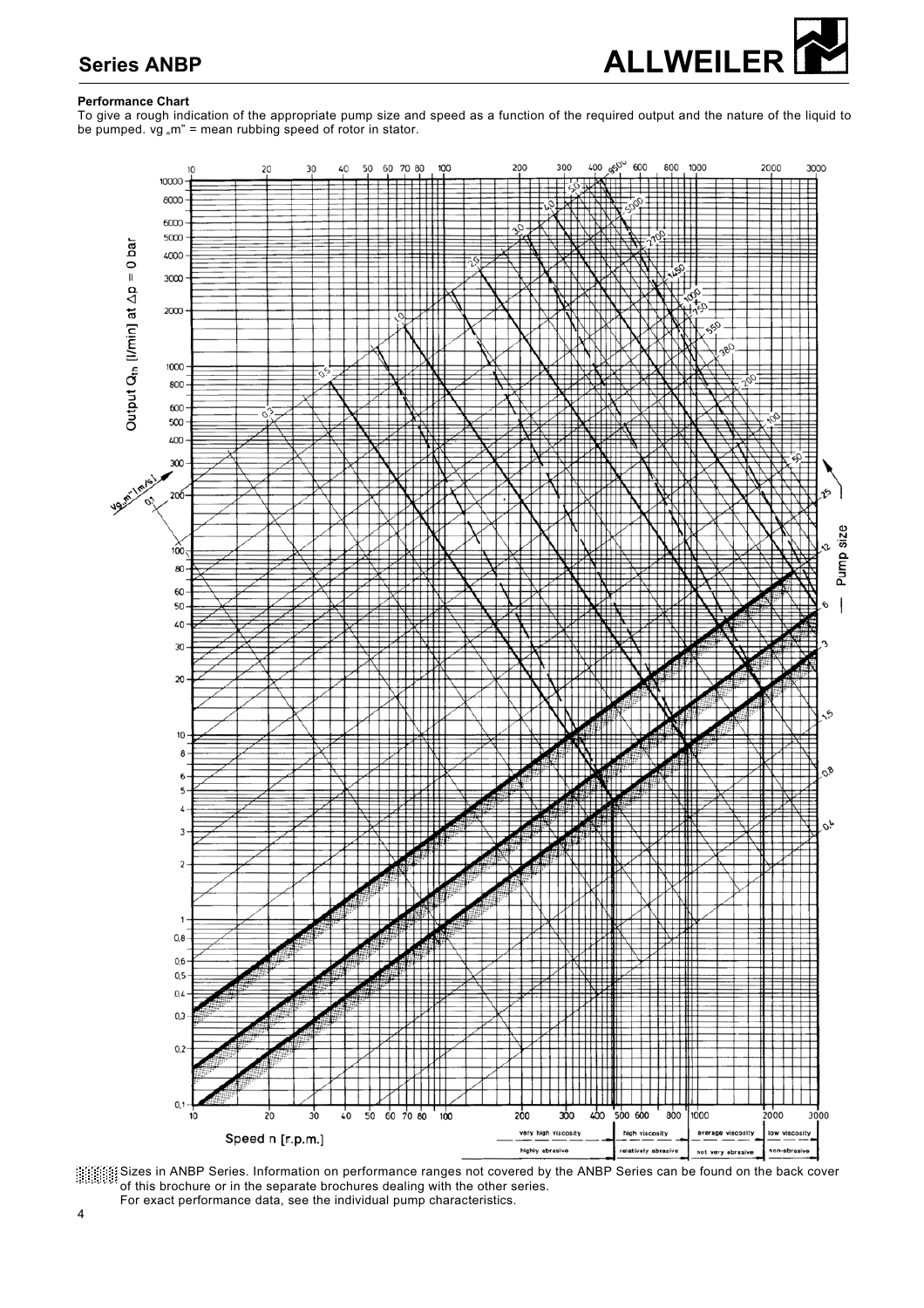**Performance Chart**

To give a rough indication of the appropriate pump size and speed as a function of the required output and the nature of the liquid to be pumped. vg „m" = mean rubbing speed of rotor in stator.

Output $Q_{th}$ [l/min] at $\Delta p$ = 0 bar

Speed n [r.p.m.]

Pump size

| very high viscosity | high viscosity | average viscosity | low viscosity |
|---|---|---|---|
| highly abrasive | relatively abrasive | not very abrasive | non-abrasive |

Sizes in ANBP Series. Information on performance ranges not covered by the ANBP Series can be found on the back cover of this brochure or in the separate brochures dealing with the other series.
For exact performance data, see the individual pump characteristics.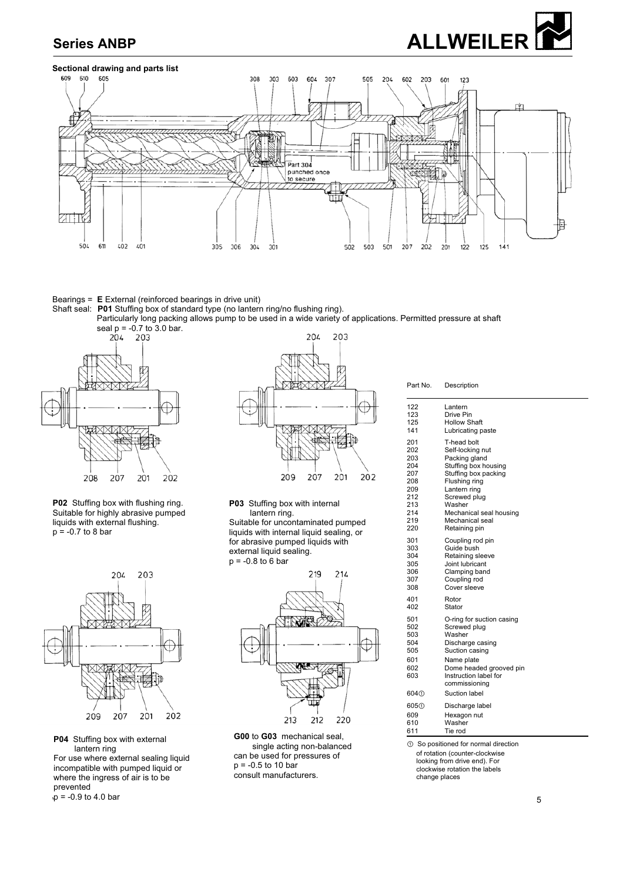## Sectional drawing and parts list

Part 304 punched once to secure

Bearings = **E** External (reinforced bearings in drive unit)

Shaft seal: **P01** Stuffing box of standard type (no lantern ring/no flushing ring).
Particularly long packing allows pump to be used in a wide variety of applications. Permitted pressure at shaft seal p = -0.7 to 3.0 bar.

**P02** Stuffing box with flushing ring.
Suitable for highly abrasive pumped liquids with external flushing.
p = -0.7 to 8 bar

**P03** Stuffing box with internal lantern ring.
Suitable for uncontaminated pumped liquids with internal liquid sealing, or for abrasive pumped liquids with external liquid sealing.
p = -0.8 to 6 bar

**P04** Stuffing box with external lantern ring
For use where external sealing liquid incompatible with pumped liquid or where the ingress of air is to be prevented
p = -0.9 to 4.0 bar

**G00** to **G03** mechanical seal, single acting non-balanced
can be used for pressures of
p = -0.5 to 10 bar
consult manufacturers.

| Part No. | Description |
|---|---|
| 122 | Lantern |
| 123 | Drive Pin |
| 125 | Hollow Shaft |
| 141 | Lubricating paste |
| 201 | T-head bolt |
| 202 | Self-locking nut |
| 203 | Packing gland |
| 204 | Stuffing box housing |
| 207 | Stuffing box packing |
| 208 | Flushing ring |
| 209 | Lantern ring |
| 212 | Screwed plug |
| 213 | Washer |
| 214 | Mechanical seal housing |
| 219 | Mechanical seal |
| 220 | Retaining pin |
| 301 | Coupling rod pin |
| 303 | Guide bush |
| 304 | Retaining sleeve |
| 305 | Joint lubricant |
| 306 | Clamping band |
| 307 | Coupling rod |
| 308 | Cover sleeve |
| 401 | Rotor |
| 402 | Stator |
| 501 | O-ring for suction casing |
| 502 | Screwed plug |
| 503 | Washer |
| 504 | Discharge casing |
| 505 | Suction casing |
| 601 | Name plate |
| 602 | Dome headed grooved pin |
| 603 | Instruction label for commissioning |
| 604① | Suction label |
| 605① | Discharge label |
| 609 | Hexagon nut |
| 610 | Washer |
| 611 | Tie rod |

① So positioned for normal direction of rotation (counter-clockwise looking from drive end). For clockwise rotation the labels change places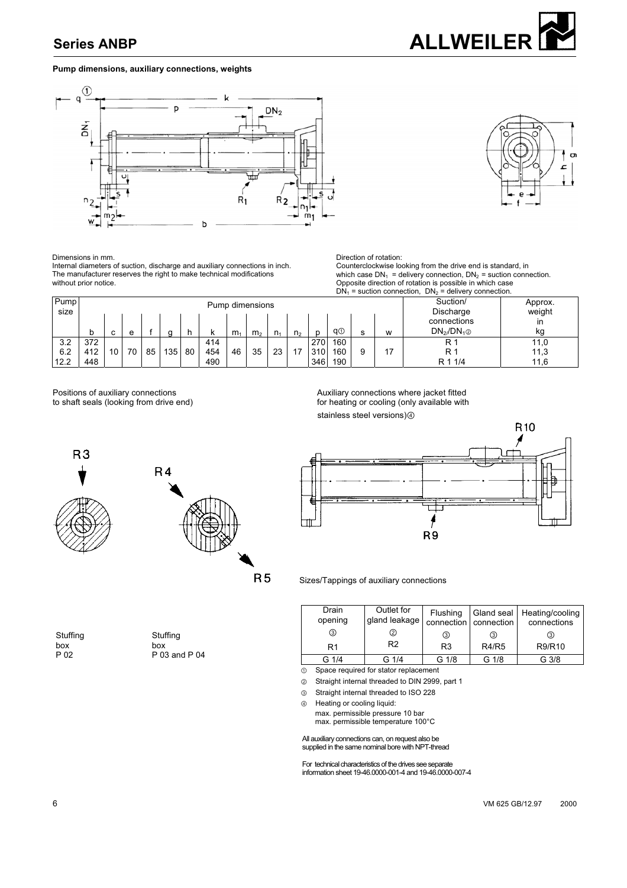## Pump dimensions, auxiliary connections, weights

Dimensions in mm.
Internal diameters of suction, discharge and auxiliary connections in inch.
The manufacturer reserves the right to make technical modifications without prior notice.

Direction of rotation:
Counterclockwise looking from the drive end is standard, in which case $DN_1$ = delivery connection, $DN_2$ = suction connection.
Opposite direction of rotation is possible in which case $DN_1$ = suction connection, $DN_2$ = delivery connection.

| Pump size | Pump dimensions | | | | | | | | | | | | | | | Suction/ Discharge connections | Approx. weight in |
|---|---|---|---|---|---|---|---|---|---|---|---|---|---|---|---|---|---|
| | b | c | e | f | g | h | k | $m_1$ | $m_2$ | $n_1$ | $n_2$ | p | q① | s | w | $DN_2/DN_1$② | kg |
| 3.2 | 372 | 10 | 70 | 85 | 135 | 80 | 414 | 46 | 35 | 23 | 17 | 270 | 160 | 9 | 17 | R 1 | 11,0 |
| 6.2 | 412 | | | | | | 454 | | | | | 310 | 160 | | | R 1 | 11,3 |
| 12.2 | 448 | | | | | | 490 | | | | | 346 | 190 | | | R 1 1/4 | 11,6 |

Positions of auxiliary connections to shaft seals (looking from drive end)

Stuffing box P 02

Stuffing box P 03 and P 04

Auxiliary connections where jacket fitted for heating or cooling (only available with stainless steel versions)④

Sizes/Tappings of auxiliary connections

| Drain opening ③ R1 | Outlet for gland leakage ② R2 | Flushing connection ③ R3 | Gland seal connection ③ R4/R5 | Heating/cooling connections ③ R9/R10 |
|---|---|---|---|---|
| G 1/4 | G 1/4 | G 1/8 | G 1/8 | G 3/8 |

① Space required for stator replacement

② Straight internal threaded to DIN 2999, part 1

③ Straight internal threaded to ISO 228

④ Heating or cooling liquid:
max. permissible pressure 10 bar
max. permissible temperature 100°C

All auxiliary connections can, on request also be supplied in the same nominal bore with NPT-thread

For technical characteristics of the drives see separate information sheet 19-46.0000-001-4 and 19-46.0000-007-4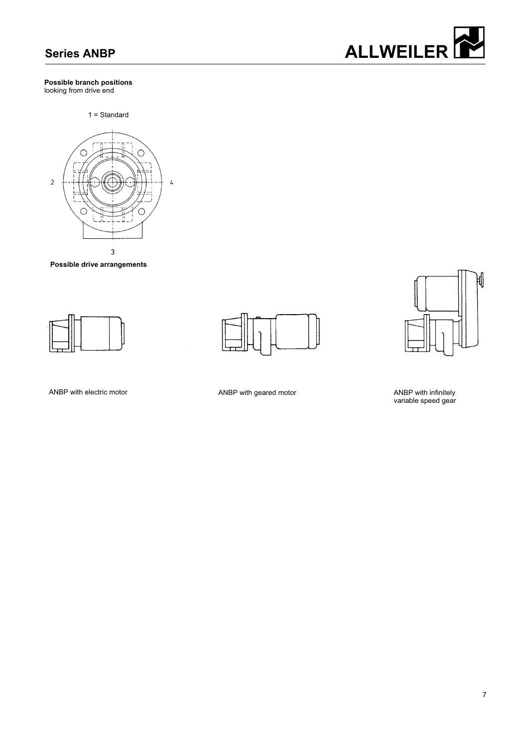**Possible branch positions**
looking from drive end

1 = Standard

2

4

3

**Possible drive arrangements**

ANBP with electric motor

ANBP with geared motor

ANBP with infinitely variable speed gear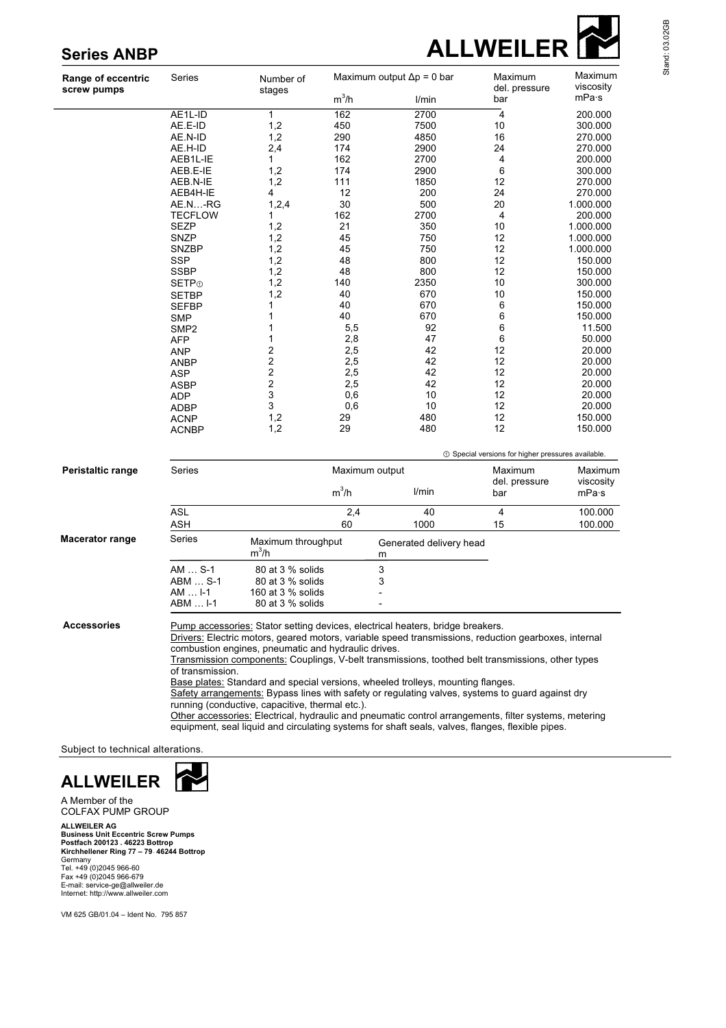## Series ANBP

**Range of eccentric screw pumps**

| Series | Number of stages | Maximum output Δp = 0 bar m³/h | Maximum output Δp = 0 bar l/min | Maximum del. pressure bar | Maximum viscosity mPa·s |
|---|---|---|---|---|---|
| AE1L-ID | 1 | 162 | 2700 | 4 | 200.000 |
| AE.E-ID | 1,2 | 450 | 7500 | 10 | 300.000 |
| AE.N-ID | 1,2 | 290 | 4850 | 16 | 270.000 |
| AE.H-ID | 2,4 | 174 | 2900 | 24 | 270.000 |
| AEB1L-IE | 1 | 162 | 2700 | 4 | 200.000 |
| AEB.E-IE | 1,2 | 174 | 2900 | 6 | 300.000 |
| AEB.N-IE | 1,2 | 111 | 1850 | 12 | 270.000 |
| AEB4H-IE | 4 | 12 | 200 | 24 | 270.000 |
| AE.N…-RG | 1,2,4 | 30 | 500 | 20 | 1.000.000 |
| TECFLOW | 1 | 162 | 2700 | 4 | 200.000 |
| SEZP | 1,2 | 21 | 350 | 10 | 1.000.000 |
| SNZP | 1,2 | 45 | 750 | 12 | 1.000.000 |
| SNZBP | 1,2 | 45 | 750 | 12 | 1.000.000 |
| SSP | 1,2 | 48 | 800 | 12 | 150.000 |
| SSBP | 1,2 | 48 | 800 | 12 | 150.000 |
| SETP① | 1,2 | 140 | 2350 | 10 | 300.000 |
| SETBP | 1,2 | 40 | 670 | 10 | 150.000 |
| SEFBP | 1 | 40 | 670 | 6 | 150.000 |
| SMP | 1 | 40 | 670 | 6 | 150.000 |
| SMP2 | 1 | 5,5 | 92 | 6 | 11.500 |
| AFP | 1 | 2,8 | 47 | 6 | 50.000 |
| ANP | 2 | 2,5 | 42 | 12 | 20.000 |
| ANBP | 2 | 2,5 | 42 | 12 | 20.000 |
| ASP | 2 | 2,5 | 42 | 12 | 20.000 |
| ASBP | 2 | 2,5 | 42 | 12 | 20.000 |
| ADP | 3 | 0,6 | 10 | 12 | 20.000 |
| ADBP | 3 | 0,6 | 10 | 12 | 20.000 |
| ACNP | 1,2 | 29 | 480 | 12 | 150.000 |
| ACNBP | 1,2 | 29 | 480 | 12 | 150.000 |

① Special versions for higher pressures available.

**Peristaltic range**

| Series | Maximum output m³/h | Maximum output l/min | Maximum del. pressure bar | Maximum viscosity mPa·s |
|---|---|---|---|---|
| ASL | 2,4 | 40 | 4 | 100.000 |
| ASH | 60 | 1000 | 15 | 100.000 |

**Macerator range**

| Series | Maximum throughput m³/h | Generated delivery head m |
|---|---|---|
| AM … S-1 | 80 at 3 % solids | 3 |
| ABM … S-1 | 80 at 3 % solids | 3 |
| AM … I-1 | 160 at 3 % solids | - |
| ABM … I-1 | 80 at 3 % solids | - |

**Accessories**

Pump accessories: Stator setting devices, electrical heaters, bridge breakers.
Drivers: Electric motors, geared motors, variable speed transmissions, reduction gearboxes, internal combustion engines, pneumatic and hydraulic drives.
Transmission components: Couplings, V-belt transmissions, toothed belt transmissions, other types of transmission.
Base plates: Standard and special versions, wheeled trolleys, mounting flanges.
Safety arrangements: Bypass lines with safety or regulating valves, systems to guard against dry running (conductive, capacitive, thermal etc.).
Other accessories: Electrical, hydraulic and pneumatic control arrangements, filter systems, metering equipment, seal liquid and circulating systems for shaft seals, valves, flanges, flexible pipes.

Subject to technical alterations.

**ALLWEILER**

A Member of the
COLFAX PUMP GROUP

**ALLWEILER AG**
**Business Unit Eccentric Screw Pumps**
**Postfach 200123 . 46223 Bottrop**
**Kirchhellener Ring 77 – 79 46244 Bottrop**
Germany
Tel. +49 (0)2045 966-60
Fax +49 (0)2045 966-679
E-mail: service-ge@allweiler.de
Internet: http://www.allweiler.com

VM 625 GB/01.04 – Ident No. 795 857

Stand: 03.02GB